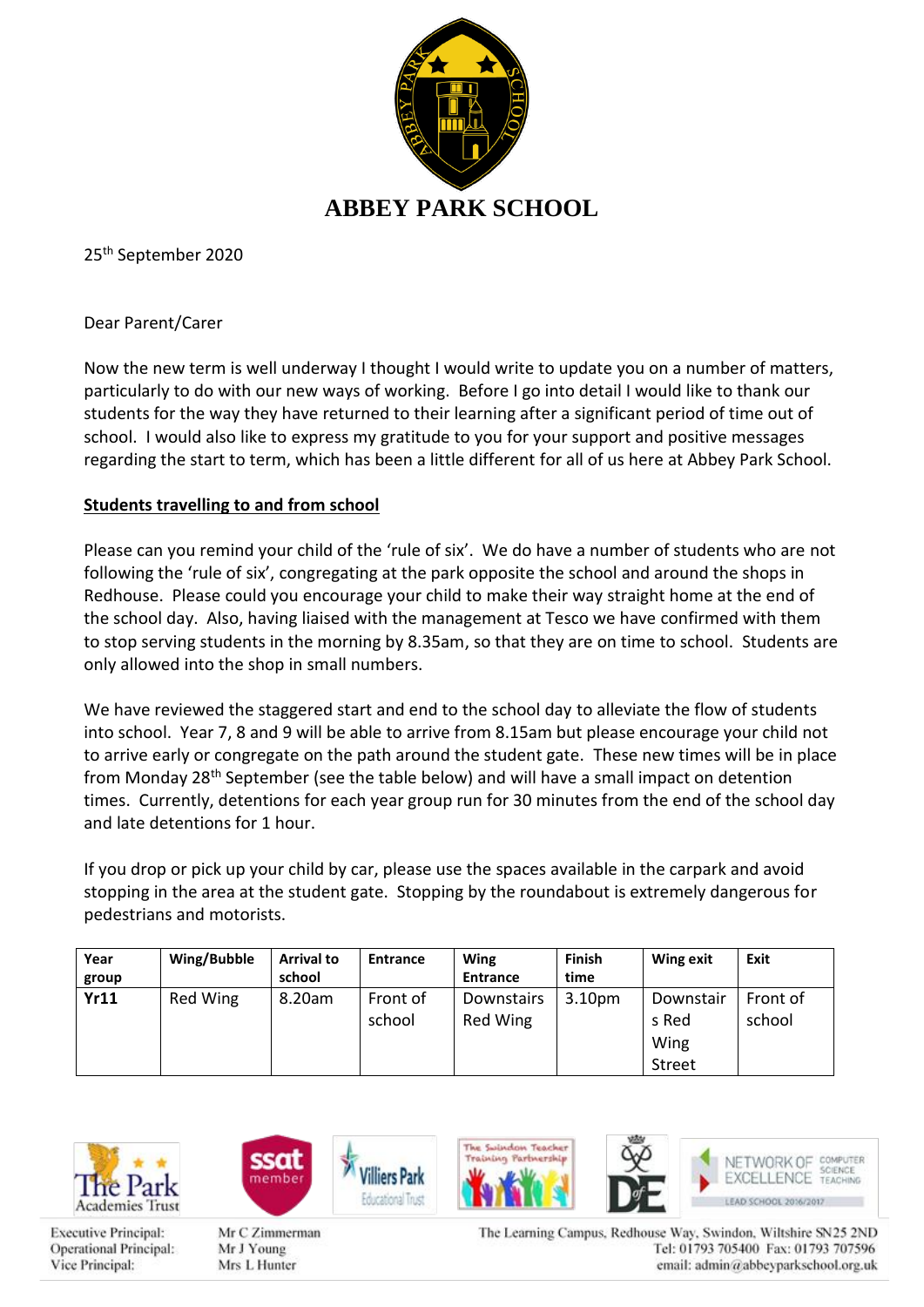# ABBEY PARK SCHOOL

25th September 2020

Dear Parent/Carer

Now the new term is well underway I thought I would write to update you on a number of matters, particularly to do with our new ways of working. Before I go into detail I would like to thank our students for the way they have returned to their learning after a significant period of time out of school. I would also like to express my gratitude to you for your support and positive messages regarding the start to term, which has been a little different for all of us here at Abbey Park School.

**Students travelling to and from school**

Please can you remind your child of the 'rule of six'. We do have a number of students who are not following the 'rule of six', congregating at the park opposite the school and around the shops in Redhouse. Please could you encourage your child to make their way straight home at the end of the school day. Also, having liaised with the management at Tesco we have confirmed with them to stop serving students in the morning by 8.35am, so that they are on time to school. Students are only allowed into the shop in small numbers.

We have reviewed the staggered start and end to the school day to alleviate the flow of students into school. Year 7, 8 and 9 will be able to arrive from 8.15am but please encourage your child not to arrive early or congregate on the path around the student gate. These new times will be in place from Monday 28th September (see the table below) and will have a small impact on detention times. Currently, detentions for each year group run for 30 minutes from the end of the school day and late detentions for 1 hour.

If you drop or pick up your child by car, please use the spaces available in the carpark and avoid stopping in the area at the student gate. Stopping by the roundabout is extremely dangerous for pedestrians and motorists.

| Year group | Wing/Bubble | Arrival to school | Entrance | Wing Entrance | Finish time | Wing exit | Exit |
|---|---|---|---|---|---|---|---|
| **Yr11** | Red Wing | 8.20am | Front of school | Downstairs Red Wing | 3.10pm | Downstairs Red Wing Street | Front of school |

Executive Principal: Mr C Zimmerman
Operational Principal: Mr J Young
Vice Principal: Mrs L Hunter

The Learning Campus, Redhouse Way, Swindon, Wiltshire SN25 2ND
Tel: 01793 705400 Fax: 01793 707596
email: admin@abbeyparkschool.org.uk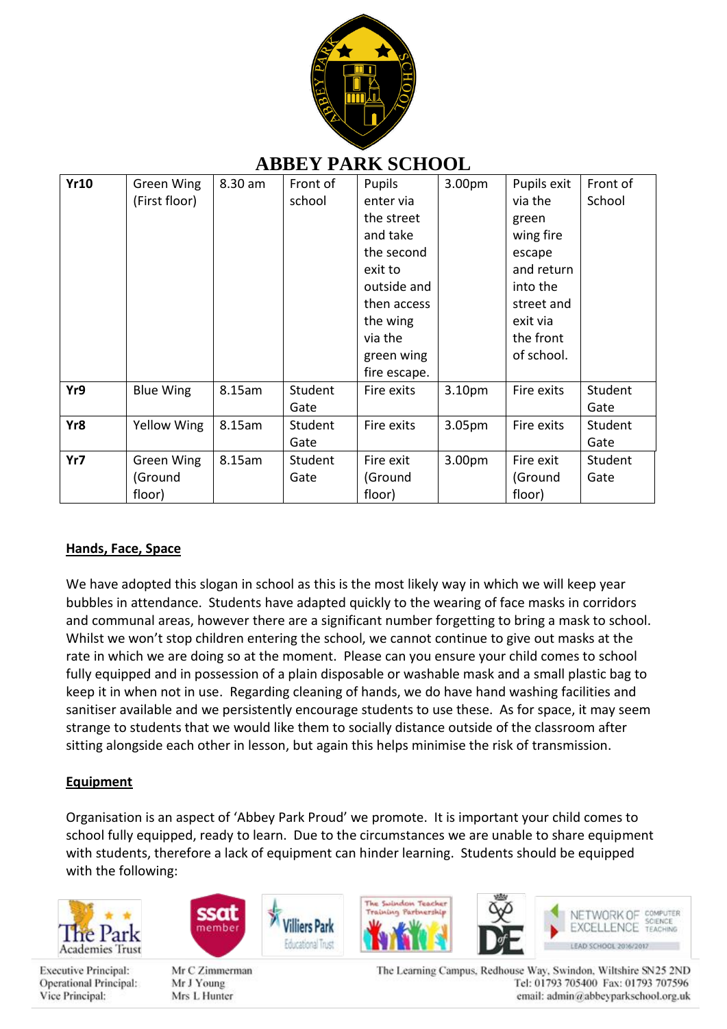# ABBEY PARK SCHOOL

| Yr10 | Green Wing (First floor) | 8.30 am | Front of school | Pupils enter via the street and take the second exit to outside and then access the wing via the green wing fire escape. | 3.00pm | Pupils exit via the green wing fire escape and return into the street and exit via the front of school. | Front of School |
|---|---|---|---|---|---|---|---|
| **Yr9** | Blue Wing | 8.15am | Student Gate | Fire exits | 3.10pm | Fire exits | Student Gate |
| **Yr8** | Yellow Wing | 8.15am | Student Gate | Fire exits | 3.05pm | Fire exits | Student Gate |
| **Yr7** | Green Wing (Ground floor) | 8.15am | Student Gate | Fire exit (Ground floor) | 3.00pm | Fire exit (Ground floor) | Student Gate |

## Hands, Face, Space

We have adopted this slogan in school as this is the most likely way in which we will keep year bubbles in attendance. Students have adapted quickly to the wearing of face masks in corridors and communal areas, however there are a significant number forgetting to bring a mask to school. Whilst we won't stop children entering the school, we cannot continue to give out masks at the rate in which we are doing so at the moment. Please can you ensure your child comes to school fully equipped and in possession of a plain disposable or washable mask and a small plastic bag to keep it in when not in use. Regarding cleaning of hands, we do have hand washing facilities and sanitiser available and we persistently encourage students to use these. As for space, it may seem strange to students that we would like them to socially distance outside of the classroom after sitting alongside each other in lesson, but again this helps minimise the risk of transmission.

## Equipment

Organisation is an aspect of 'Abbey Park Proud' we promote. It is important your child comes to school fully equipped, ready to learn. Due to the circumstances we are unable to share equipment with students, therefore a lack of equipment can hinder learning. Students should be equipped with the following: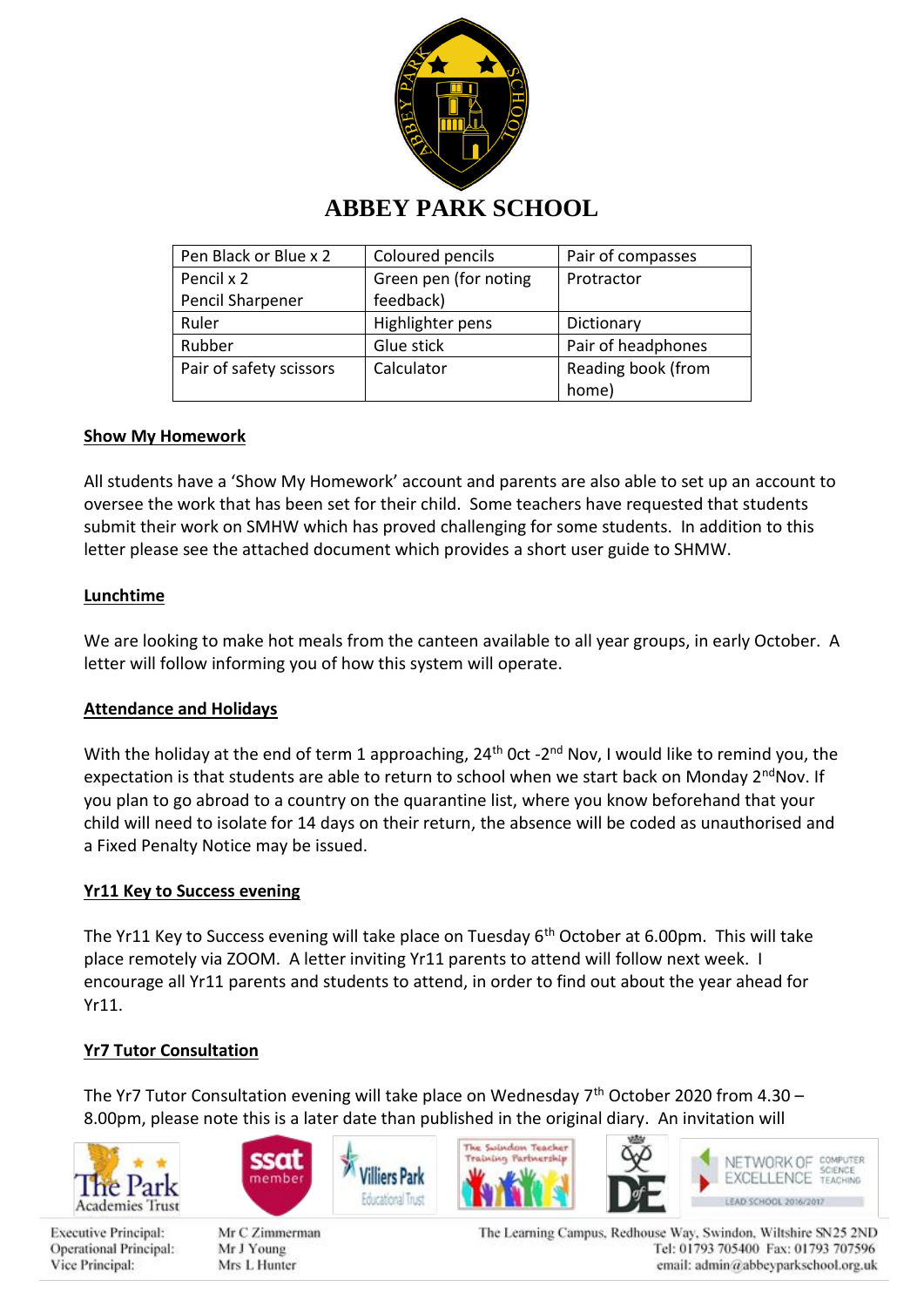# ABBEY PARK SCHOOL

| Pen Black or Blue x 2 | Coloured pencils | Pair of compasses |
|---|---|---|
| Pencil x 2<br>Pencil Sharpener | Green pen (for noting feedback) | Protractor |
| Ruler | Highlighter pens | Dictionary |
| Rubber | Glue stick | Pair of headphones |
| Pair of safety scissors | Calculator | Reading book (from home) |

**Show My Homework**

All students have a 'Show My Homework' account and parents are also able to set up an account to oversee the work that has been set for their child. Some teachers have requested that students submit their work on SMHW which has proved challenging for some students. In addition to this letter please see the attached document which provides a short user guide to SHMW.

**Lunchtime**

We are looking to make hot meals from the canteen available to all year groups, in early October. A letter will follow informing you of how this system will operate.

**Attendance and Holidays**

With the holiday at the end of term 1 approaching, 24th Oct -2nd Nov, I would like to remind you, the expectation is that students are able to return to school when we start back on Monday 2nd Nov. If you plan to go abroad to a country on the quarantine list, where you know beforehand that your child will need to isolate for 14 days on their return, the absence will be coded as unauthorised and a Fixed Penalty Notice may be issued.

**Yr11 Key to Success evening**

The Yr11 Key to Success evening will take place on Tuesday 6th October at 6.00pm. This will take place remotely via ZOOM. A letter inviting Yr11 parents to attend will follow next week. I encourage all Yr11 parents and students to attend, in order to find out about the year ahead for Yr11.

**Yr7 Tutor Consultation**

The Yr7 Tutor Consultation evening will take place on Wednesday 7th October 2020 from 4.30 – 8.00pm, please note this is a later date than published in the original diary. An invitation will

Executive Principal: Mr C Zimmerman
Operational Principal: Mr J Young
Vice Principal: Mrs L Hunter

The Learning Campus, Redhouse Way, Swindon, Wiltshire SN25 2ND
Tel: 01793 705400 Fax: 01793 707596
email: admin@abbeyparkschool.org.uk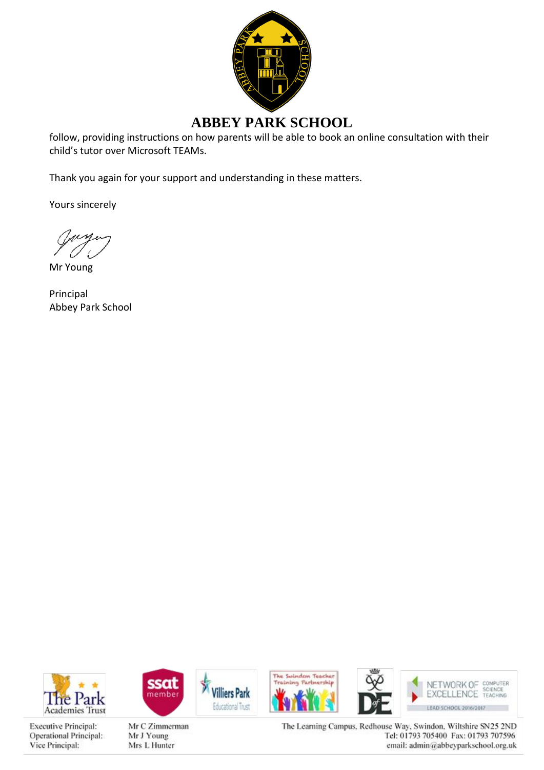# ABBEY PARK SCHOOL

follow, providing instructions on how parents will be able to book an online consultation with their child's tutor over Microsoft TEAMs.

Thank you again for your support and understanding in these matters.

Yours sincerely

Mr Young

Principal
Abbey Park School

| | | |
|---|---|---|
| Executive Principal: | Mr C Zimmerman | The Learning Campus, Redhouse Way, Swindon, Wiltshire SN25 2ND |
| Operational Principal: | Mr J Young | Tel: 01793 705400 Fax: 01793 707596 |
| Vice Principal: | Mrs L Hunter | email: admin@abbeyparkschool.org.uk |